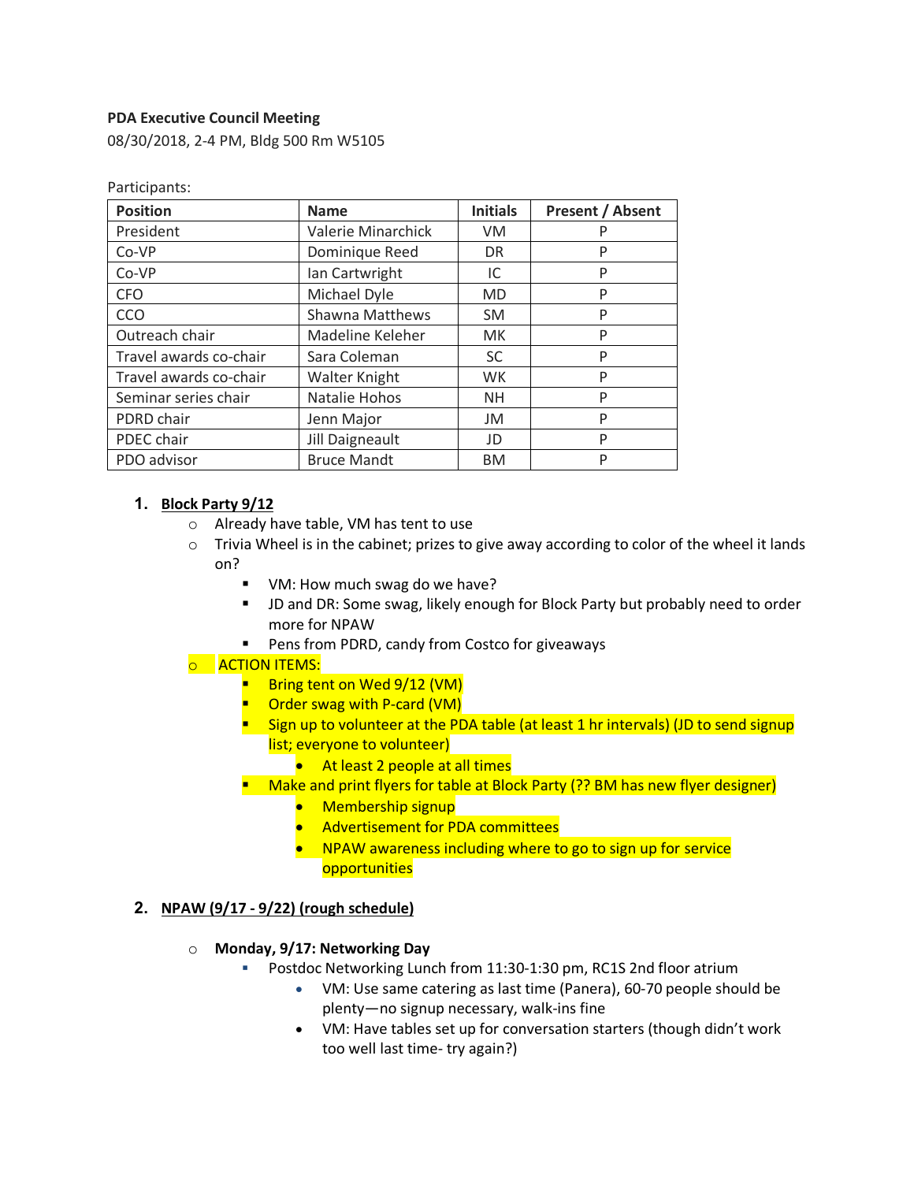**PDA Executive Council Meeting**

08/30/2018, 2-4 PM, Bldg 500 Rm W5105

Participants:

| Position | Name | Initials | Present / Absent |
|---|---|---|---|
| President | Valerie Minarchick | VM | P |
| Co-VP | Dominique Reed | DR | P |
| Co-VP | Ian Cartwright | IC | P |
| CFO | Michael Dyle | MD | P |
| CCO | Shawna Matthews | SM | P |
| Outreach chair | Madeline Keleher | MK | P |
| Travel awards co-chair | Sara Coleman | SC | P |
| Travel awards co-chair | Walter Knight | WK | P |
| Seminar series chair | Natalie Hohos | NH | P |
| PDRD chair | Jenn Major | JM | P |
| PDEC chair | Jill Daigneault | JD | P |
| PDO advisor | Bruce Mandt | BM | P |

1. **Block Party 9/12**
   - Already have table, VM has tent to use
   - Trivia Wheel is in the cabinet; prizes to give away according to color of the wheel it lands on?
     - VM: How much swag do we have?
     - JD and DR: Some swag, likely enough for Block Party but probably need to order more for NPAW
     - Pens from PDRD, candy from Costco for giveaways
   - ACTION ITEMS:
     - Bring tent on Wed 9/12 (VM)
     - Order swag with P-card (VM)
     - Sign up to volunteer at the PDA table (at least 1 hr intervals) (JD to send signup list; everyone to volunteer)
       - At least 2 people at all times
     - Make and print flyers for table at Block Party (?? BM has new flyer designer)
       - Membership signup
       - Advertisement for PDA committees
       - NPAW awareness including where to go to sign up for service opportunities

2. **NPAW (9/17 - 9/22) (rough schedule)**
   - **Monday, 9/17: Networking Day**
     - Postdoc Networking Lunch from 11:30-1:30 pm, RC1S 2nd floor atrium
       - VM: Use same catering as last time (Panera), 60-70 people should be plenty—no signup necessary, walk-ins fine
       - VM: Have tables set up for conversation starters (though didn't work too well last time- try again?)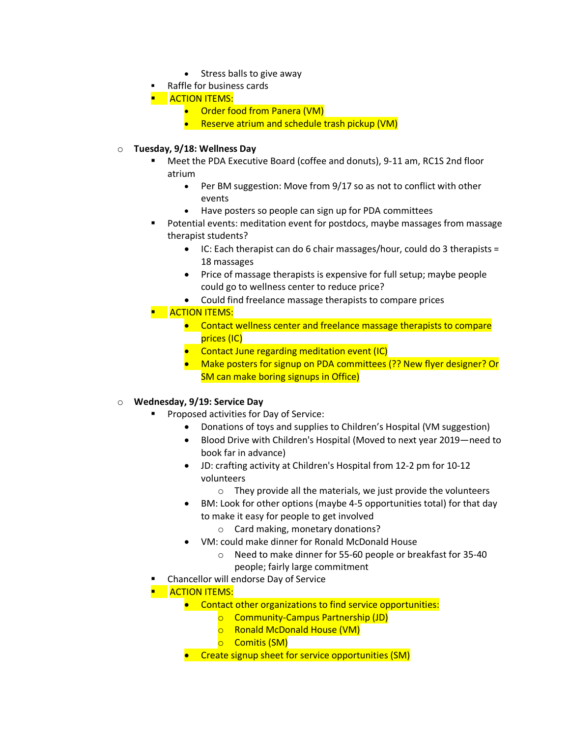- Stress balls to give away
    - Raffle for business cards
    - ACTION ITEMS:
        - Order food from Panera (VM)
        - Reserve atrium and schedule trash pickup (VM)

- **Tuesday, 9/18: Wellness Day**
    - Meet the PDA Executive Board (coffee and donuts), 9-11 am, RC1S 2nd floor atrium
        - Per BM suggestion: Move from 9/17 so as not to conflict with other events
        - Have posters so people can sign up for PDA committees
    - Potential events: meditation event for postdocs, maybe massages from massage therapist students?
        - IC: Each therapist can do 6 chair massages/hour, could do 3 therapists = 18 massages
        - Price of massage therapists is expensive for full setup; maybe people could go to wellness center to reduce price?
        - Could find freelance massage therapists to compare prices
    - ACTION ITEMS:
        - Contact wellness center and freelance massage therapists to compare prices (IC)
        - Contact June regarding meditation event (IC)
        - Make posters for signup on PDA committees (?? New flyer designer? Or SM can make boring signups in Office)

- **Wednesday, 9/19: Service Day**
    - Proposed activities for Day of Service:
        - Donations of toys and supplies to Children's Hospital (VM suggestion)
        - Blood Drive with Children's Hospital (Moved to next year 2019—need to book far in advance)
        - JD: crafting activity at Children's Hospital from 12-2 pm for 10-12 volunteers
            - They provide all the materials, we just provide the volunteers
        - BM: Look for other options (maybe 4-5 opportunities total) for that day to make it easy for people to get involved
            - Card making, monetary donations?
        - VM: could make dinner for Ronald McDonald House
            - Need to make dinner for 55-60 people or breakfast for 35-40 people; fairly large commitment
    - Chancellor will endorse Day of Service
    - ACTION ITEMS:
        - Contact other organizations to find service opportunities:
            - Community-Campus Partnership (JD)
            - Ronald McDonald House (VM)
            - Comitis (SM)
        - Create signup sheet for service opportunities (SM)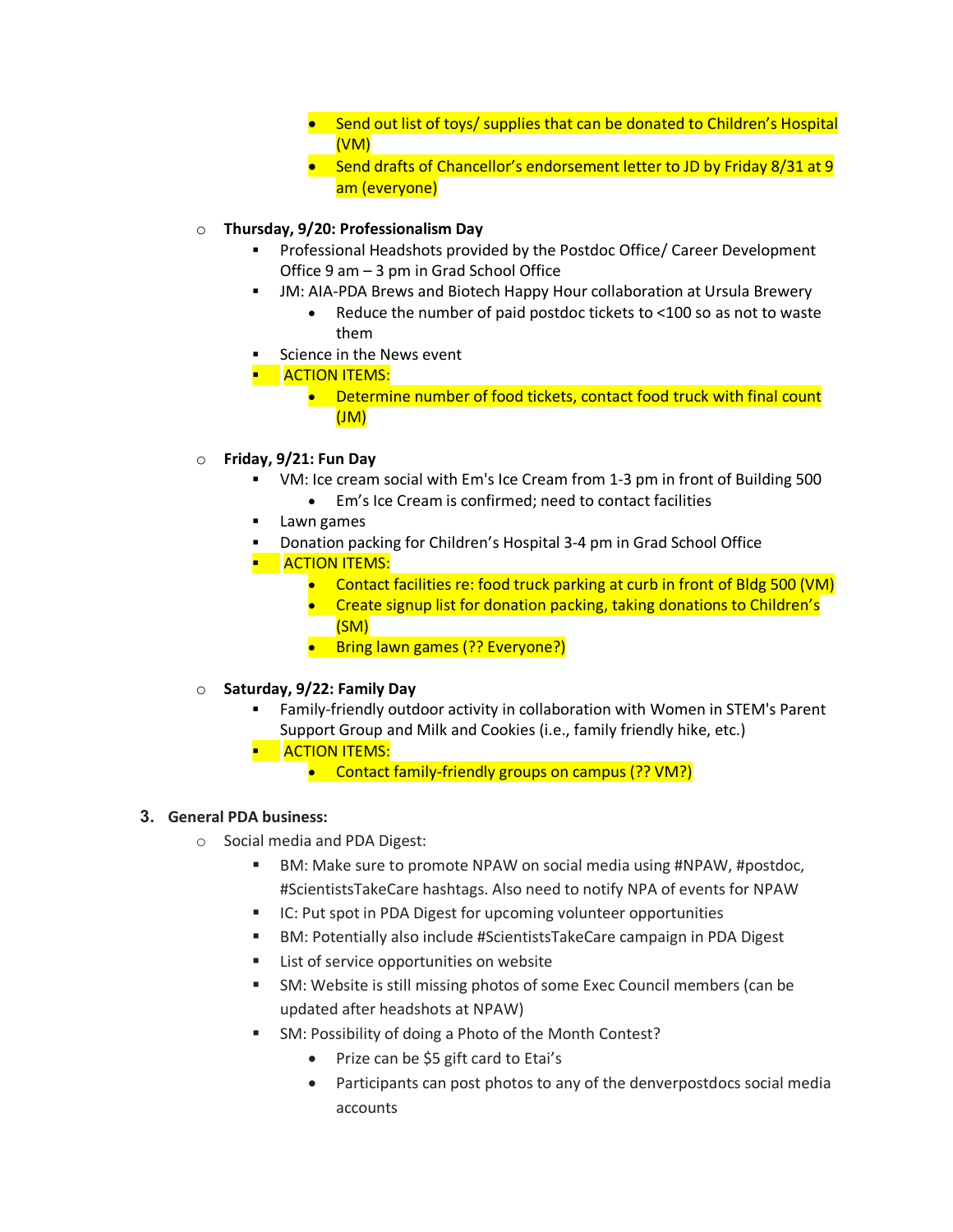- Send out list of toys/ supplies that can be donated to Children's Hospital (VM)
            - Send drafts of Chancellor's endorsement letter to JD by Friday 8/31 at 9 am (everyone)

    - **Thursday, 9/20: Professionalism Day**
        - Professional Headshots provided by the Postdoc Office/ Career Development Office 9 am – 3 pm in Grad School Office
        - JM: AIA-PDA Brews and Biotech Happy Hour collaboration at Ursula Brewery
            - Reduce the number of paid postdoc tickets to <100 so as not to waste them
        - Science in the News event
        - ACTION ITEMS:
            - Determine number of food tickets, contact food truck with final count (JM)

    - **Friday, 9/21: Fun Day**
        - VM: Ice cream social with Em's Ice Cream from 1-3 pm in front of Building 500
            - Em's Ice Cream is confirmed; need to contact facilities
        - Lawn games
        - Donation packing for Children's Hospital 3-4 pm in Grad School Office
        - ACTION ITEMS:
            - Contact facilities re: food truck parking at curb in front of Bldg 500 (VM)
            - Create signup list for donation packing, taking donations to Children's (SM)
            - Bring lawn games (?? Everyone?)

    - **Saturday, 9/22: Family Day**
        - Family-friendly outdoor activity in collaboration with Women in STEM's Parent Support Group and Milk and Cookies (i.e., family friendly hike, etc.)
        - ACTION ITEMS:
            - Contact family-friendly groups on campus (?? VM?)

3. **General PDA business:**
    - Social media and PDA Digest:
        - BM: Make sure to promote NPAW on social media using #NPAW, #postdoc, #ScientistsTakeCare hashtags. Also need to notify NPA of events for NPAW
        - IC: Put spot in PDA Digest for upcoming volunteer opportunities
        - BM: Potentially also include #ScientistsTakeCare campaign in PDA Digest
        - List of service opportunities on website
        - SM: Website is still missing photos of some Exec Council members (can be updated after headshots at NPAW)
        - SM: Possibility of doing a Photo of the Month Contest?
            - Prize can be $5 gift card to Etai's
            - Participants can post photos to any of the denverpostdocs social media accounts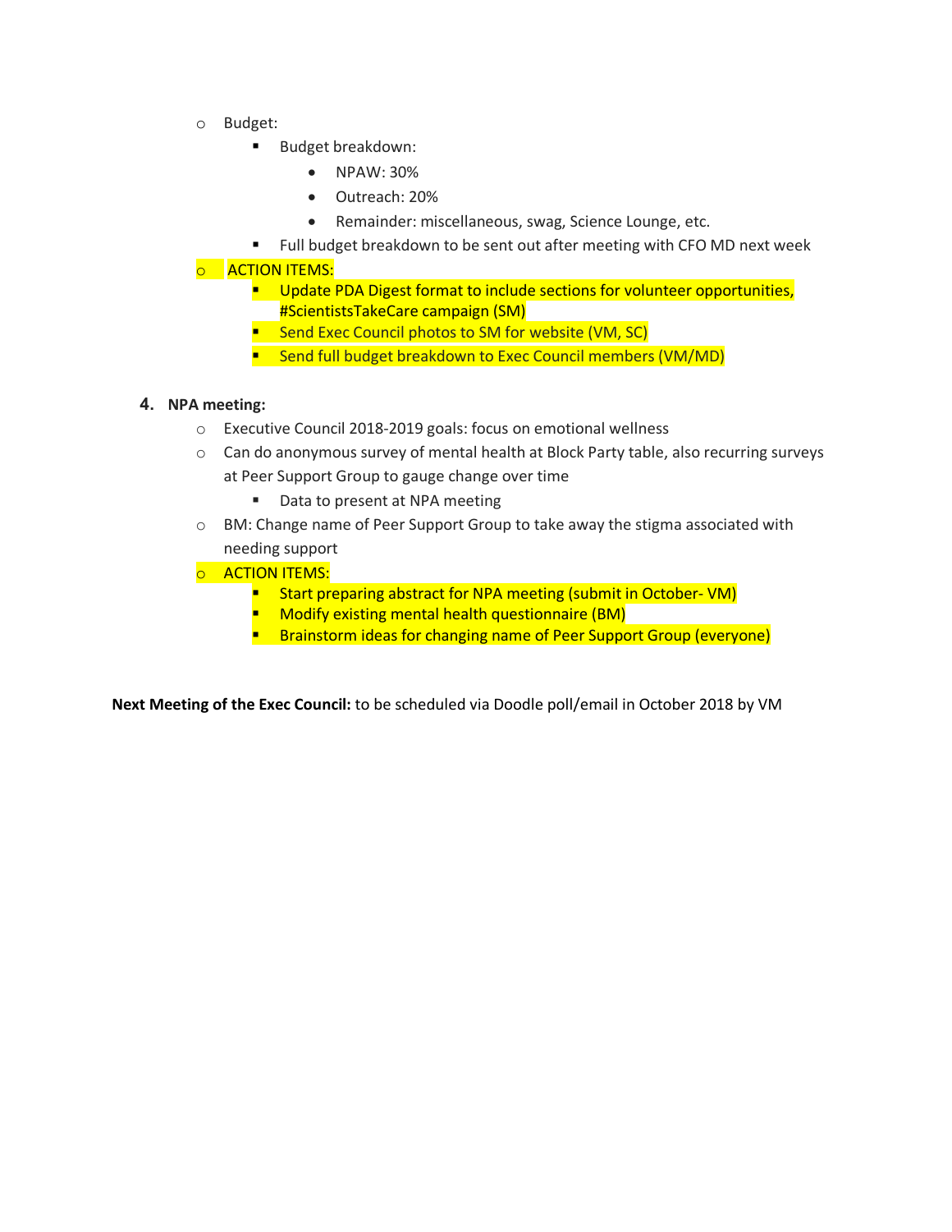- Budget:
    - Budget breakdown:
        - NPAW: 30%
        - Outreach: 20%
        - Remainder: miscellaneous, swag, Science Lounge, etc.
    - Full budget breakdown to be sent out after meeting with CFO MD next week
- ACTION ITEMS:
    - Update PDA Digest format to include sections for volunteer opportunities, #ScientistsTakeCare campaign (SM)
    - Send Exec Council photos to SM for website (VM, SC)
    - Send full budget breakdown to Exec Council members (VM/MD)

4. **NPA meeting:**
    - Executive Council 2018-2019 goals: focus on emotional wellness
    - Can do anonymous survey of mental health at Block Party table, also recurring surveys at Peer Support Group to gauge change over time
        - Data to present at NPA meeting
    - BM: Change name of Peer Support Group to take away the stigma associated with needing support
    - ACTION ITEMS:
        - Start preparing abstract for NPA meeting (submit in October- VM)
        - Modify existing mental health questionnaire (BM)
        - Brainstorm ideas for changing name of Peer Support Group (everyone)

**Next Meeting of the Exec Council:** to be scheduled via Doodle poll/email in October 2018 by VM